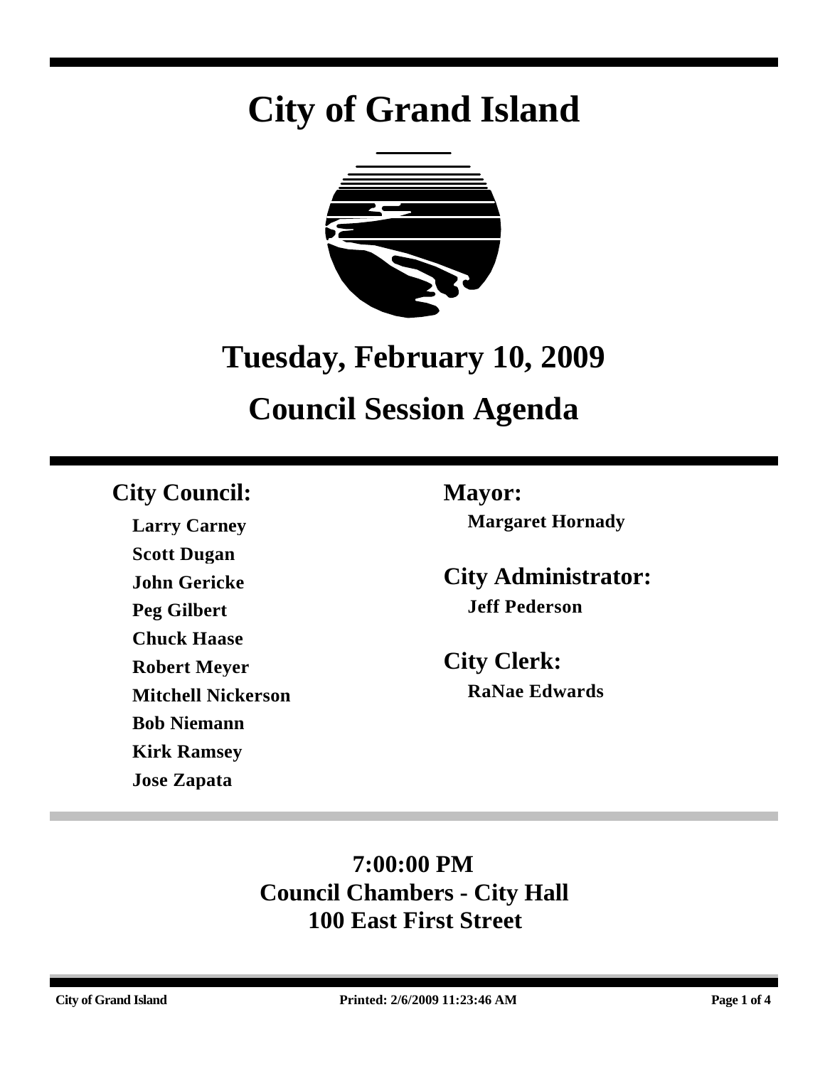# City of Grand Island

## Tuesday, February 10, 2009

## Council Session Agenda

### City Council:

**Larry Carney**
**Scott Dugan**
**John Gericke**
**Peg Gilbert**
**Chuck Haase**
**Robert Meyer**
**Mitchell Nickerson**
**Bob Niemann**
**Kirk Ramsey**
**Jose Zapata**

### Mayor:

**Margaret Hornady**

### City Administrator:

**Jeff Pederson**

### City Clerk:

**RaNae Edwards**

**7:00:00 PM**
**Council Chambers - City Hall**
**100 East First Street**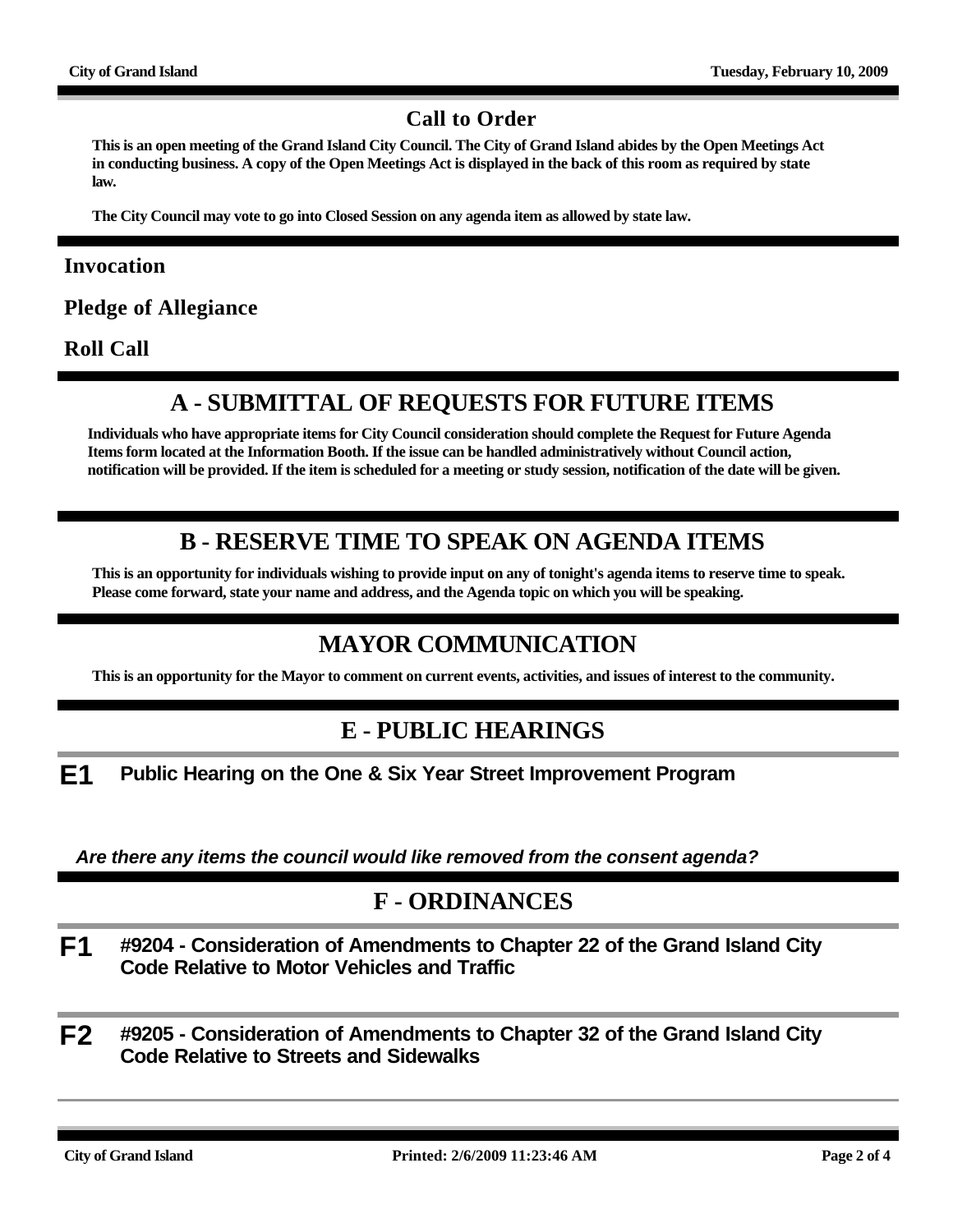## Call to Order

**This is an open meeting of the Grand Island City Council. The City of Grand Island abides by the Open Meetings Act in conducting business. A copy of the Open Meetings Act is displayed in the back of this room as required by state law.**

**The City Council may vote to go into Closed Session on any agenda item as allowed by state law.**

### Invocation

### Pledge of Allegiance

### Roll Call

## A - SUBMITTAL OF REQUESTS FOR FUTURE ITEMS

**Individuals who have appropriate items for City Council consideration should complete the Request for Future Agenda Items form located at the Information Booth. If the issue can be handled administratively without Council action, notification will be provided. If the item is scheduled for a meeting or study session, notification of the date will be given.**

## B - RESERVE TIME TO SPEAK ON AGENDA ITEMS

**This is an opportunity for individuals wishing to provide input on any of tonight's agenda items to reserve time to speak. Please come forward, state your name and address, and the Agenda topic on which you will be speaking.**

## MAYOR COMMUNICATION

**This is an opportunity for the Mayor to comment on current events, activities, and issues of interest to the community.**

## E - PUBLIC HEARINGS

**E1** **Public Hearing on the One & Six Year Street Improvement Program**

***Are there any items the council would like removed from the consent agenda?***

## F - ORDINANCES

**F1** **#9204 - Consideration of Amendments to Chapter 22 of the Grand Island City Code Relative to Motor Vehicles and Traffic**

**F2** **#9205 - Consideration of Amendments to Chapter 32 of the Grand Island City Code Relative to Streets and Sidewalks**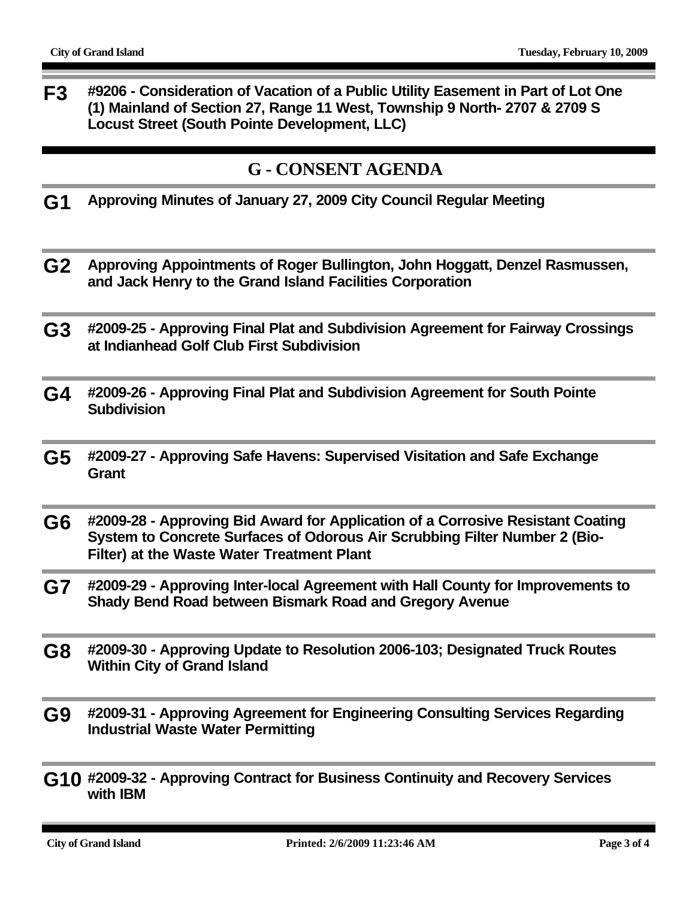**F3** **#9206 - Consideration of Vacation of a Public Utility Easement in Part of Lot One (1) Mainland of Section 27, Range 11 West, Township 9 North- 2707 & 2709 S Locust Street (South Pointe Development, LLC)**

## G - CONSENT AGENDA

**G1** **Approving Minutes of January 27, 2009 City Council Regular Meeting**

**G2** **Approving Appointments of Roger Bullington, John Hoggatt, Denzel Rasmussen, and Jack Henry to the Grand Island Facilities Corporation**

**G3** **#2009-25 - Approving Final Plat and Subdivision Agreement for Fairway Crossings at Indianhead Golf Club First Subdivision**

**G4** **#2009-26 - Approving Final Plat and Subdivision Agreement for South Pointe Subdivision**

**G5** **#2009-27 - Approving Safe Havens: Supervised Visitation and Safe Exchange Grant**

**G6** **#2009-28 - Approving Bid Award for Application of a Corrosive Resistant Coating System to Concrete Surfaces of Odorous Air Scrubbing Filter Number 2 (Bio-Filter) at the Waste Water Treatment Plant**

**G7** **#2009-29 - Approving Inter-local Agreement with Hall County for Improvements to Shady Bend Road between Bismark Road and Gregory Avenue**

**G8** **#2009-30 - Approving Update to Resolution 2006-103; Designated Truck Routes Within City of Grand Island**

**G9** **#2009-31 - Approving Agreement for Engineering Consulting Services Regarding Industrial Waste Water Permitting**

**G10** **#2009-32 - Approving Contract for Business Continuity and Recovery Services with IBM**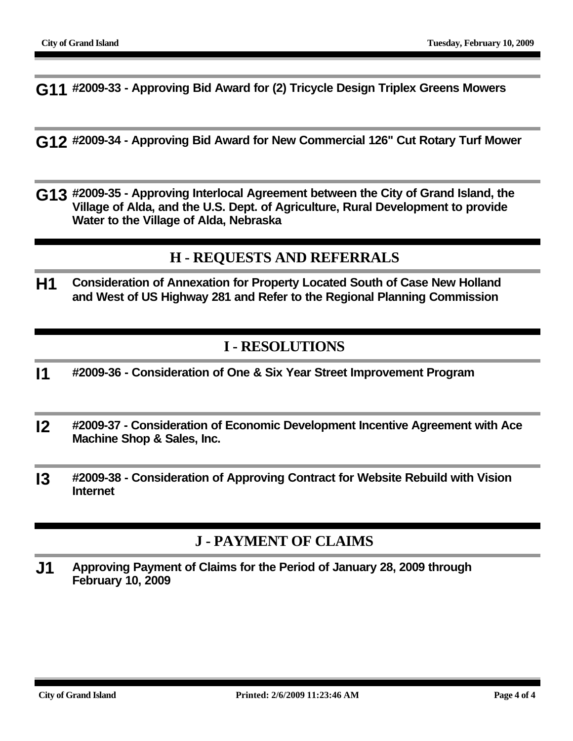**G11** **#2009-33 - Approving Bid Award for (2) Tricycle Design Triplex Greens Mowers**

**G12** **#2009-34 - Approving Bid Award for New Commercial 126" Cut Rotary Turf Mower**

**G13** **#2009-35 - Approving Interlocal Agreement between the City of Grand Island, the Village of Alda, and the U.S. Dept. of Agriculture, Rural Development to provide Water to the Village of Alda, Nebraska**

## H - REQUESTS AND REFERRALS

**H1** **Consideration of Annexation for Property Located South of Case New Holland and West of US Highway 281 and Refer to the Regional Planning Commission**

## I - RESOLUTIONS

**I1** **#2009-36 - Consideration of One & Six Year Street Improvement Program**

**I2** **#2009-37 - Consideration of Economic Development Incentive Agreement with Ace Machine Shop & Sales, Inc.**

**I3** **#2009-38 - Consideration of Approving Contract for Website Rebuild with Vision Internet**

## J - PAYMENT OF CLAIMS

**J1** **Approving Payment of Claims for the Period of January 28, 2009 through February 10, 2009**